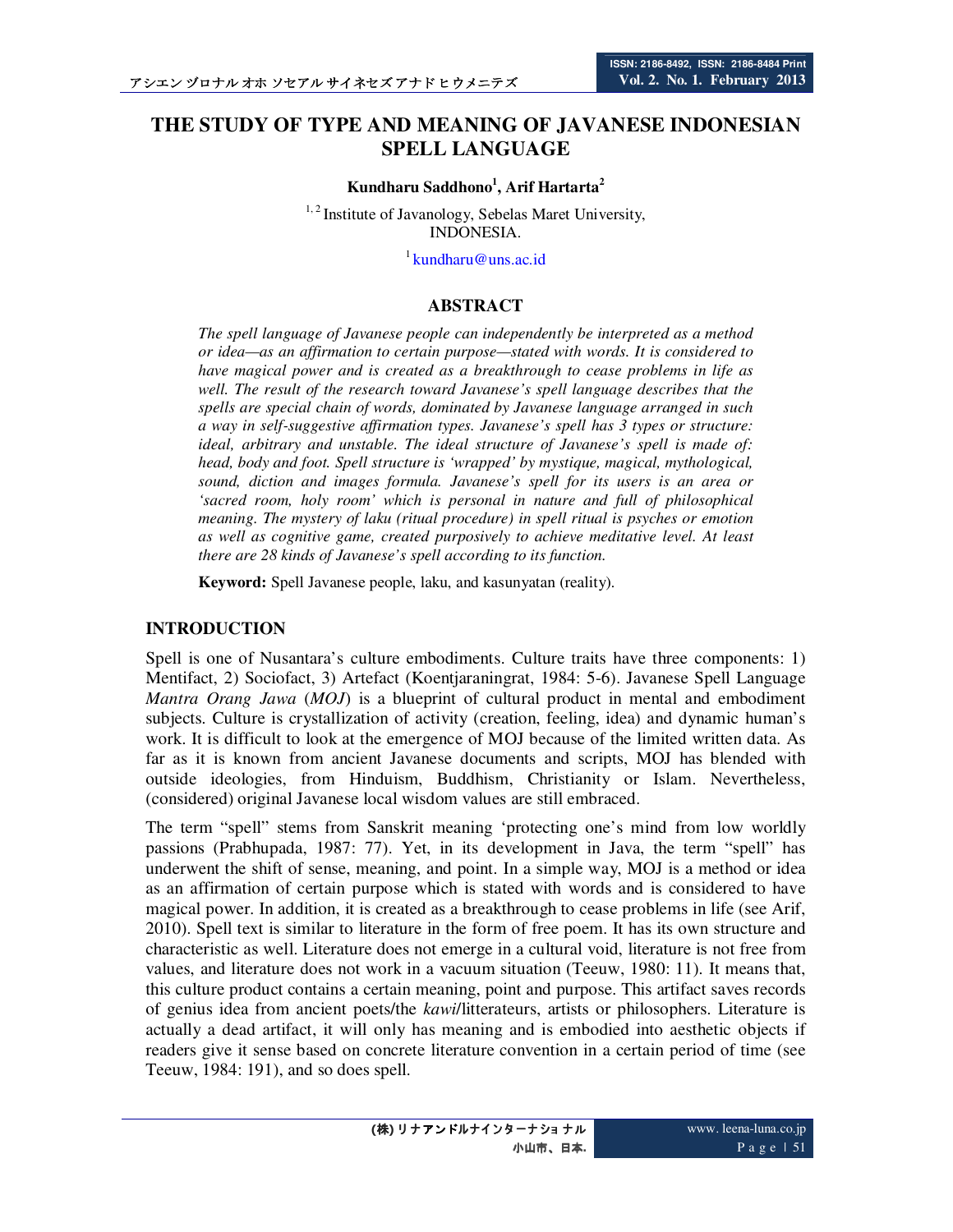# THE STUDY OF TYPE AND MEANING OF JAVANESE INDONESIAN SPELL LANGUAGE

**Kundharu Saddhono[1], Arif Hartarta[2]**

[1, 2] Institute of Javanology, Sebelas Maret University, INDONESIA.

[1] kundharu@uns.ac.id

## ABSTRACT

*The spell language of Javanese people can independently be interpreted as a method or idea—as an affirmation to certain purpose—stated with words. It is considered to have magical power and is created as a breakthrough to cease problems in life as well. The result of the research toward Javanese's spell language describes that the spells are special chain of words, dominated by Javanese language arranged in such a way in self-suggestive affirmation types. Javanese's spell has 3 types or structure: ideal, arbitrary and unstable. The ideal structure of Javanese's spell is made of: head, body and foot. Spell structure is 'wrapped' by mystique, magical, mythological, sound, diction and images formula. Javanese's spell for its users is an area or 'sacred room, holy room' which is personal in nature and full of philosophical meaning. The mystery of laku (ritual procedure) in spell ritual is psyches or emotion as well as cognitive game, created purposively to achieve meditative level. At least there are 28 kinds of Javanese's spell according to its function.*

**Keyword:** Spell Javanese people, laku, and kasunyatan (reality).

## INTRODUCTION

Spell is one of Nusantara's culture embodiments. Culture traits have three components: 1) Mentifact, 2) Sociofact, 3) Artefact (Koentjaraningrat, 1984: 5-6). Javanese Spell Language *Mantra Orang Jawa* (*MOJ*) is a blueprint of cultural product in mental and embodiment subjects. Culture is crystallization of activity (creation, feeling, idea) and dynamic human's work. It is difficult to look at the emergence of MOJ because of the limited written data. As far as it is known from ancient Javanese documents and scripts, MOJ has blended with outside ideologies, from Hinduism, Buddhism, Christianity or Islam. Nevertheless, (considered) original Javanese local wisdom values are still embraced.

The term "spell" stems from Sanskrit meaning 'protecting one's mind from low worldly passions (Prabhupada, 1987: 77). Yet, in its development in Java, the term "spell" has underwent the shift of sense, meaning, and point. In a simple way, MOJ is a method or idea as an affirmation of certain purpose which is stated with words and is considered to have magical power. In addition, it is created as a breakthrough to cease problems in life (see Arif, 2010). Spell text is similar to literature in the form of free poem. It has its own structure and characteristic as well. Literature does not emerge in a cultural void, literature is not free from values, and literature does not work in a vacuum situation (Teeuw, 1980: 11). It means that, this culture product contains a certain meaning, point and purpose. This artifact saves records of genius idea from ancient poets/the *kawi*/litterateurs, artists or philosophers. Literature is actually a dead artifact, it will only has meaning and is embodied into aesthetic objects if readers give it sense based on concrete literature convention in a certain period of time (see Teeuw, 1984: 191), and so does spell.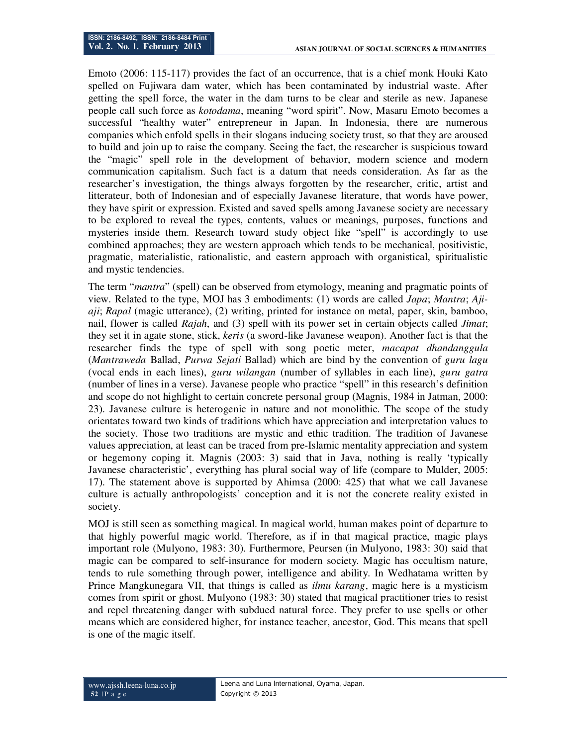Emoto (2006: 115-117) provides the fact of an occurrence, that is a chief monk Houki Kato spelled on Fujiwara dam water, which has been contaminated by industrial waste. After getting the spell force, the water in the dam turns to be clear and sterile as new. Japanese people call such force as *kotodama*, meaning "word spirit". Now, Masaru Emoto becomes a successful "healthy water" entrepreneur in Japan. In Indonesia, there are numerous companies which enfold spells in their slogans inducing society trust, so that they are aroused to build and join up to raise the company. Seeing the fact, the researcher is suspicious toward the "magic" spell role in the development of behavior, modern science and modern communication capitalism. Such fact is a datum that needs consideration. As far as the researcher's investigation, the things always forgotten by the researcher, critic, artist and litterateur, both of Indonesian and of especially Javanese literature, that words have power, they have spirit or expression. Existed and saved spells among Javanese society are necessary to be explored to reveal the types, contents, values or meanings, purposes, functions and mysteries inside them. Research toward study object like "spell" is accordingly to use combined approaches; they are western approach which tends to be mechanical, positivistic, pragmatic, materialistic, rationalistic, and eastern approach with organistical, spiritualistic and mystic tendencies.

The term "*mantra*" (spell) can be observed from etymology, meaning and pragmatic points of view. Related to the type, MOJ has 3 embodiments: (1) words are called *Japa*; *Mantra*; *Aji-aji*; *Rapal* (magic utterance), (2) writing, printed for instance on metal, paper, skin, bamboo, nail, flower is called *Rajah*, and (3) spell with its power set in certain objects called *Jimat*; they set it in agate stone, stick, *keris* (a sword-like Javanese weapon). Another fact is that the researcher finds the type of spell with song poetic meter, *macapat dhandanggula* (*Mantraweda* Ballad, *Purwa Sejati* Ballad) which are bind by the convention of *guru lagu* (vocal ends in each lines), *guru wilangan* (number of syllables in each line), *guru gatra* (number of lines in a verse). Javanese people who practice "spell" in this research's definition and scope do not highlight to certain concrete personal group (Magnis, 1984 in Jatman, 2000: 23). Javanese culture is heterogenic in nature and not monolithic. The scope of the study orientates toward two kinds of traditions which have appreciation and interpretation values to the society. Those two traditions are mystic and ethic tradition. The tradition of Javanese values appreciation, at least can be traced from pre-Islamic mentality appreciation and system or hegemony coping it. Magnis (2003: 3) said that in Java, nothing is really 'typically Javanese characteristic', everything has plural social way of life (compare to Mulder, 2005: 17). The statement above is supported by Ahimsa (2000: 425) that what we call Javanese culture is actually anthropologists' conception and it is not the concrete reality existed in society.

MOJ is still seen as something magical. In magical world, human makes point of departure to that highly powerful magic world. Therefore, as if in that magical practice, magic plays important role (Mulyono, 1983: 30). Furthermore, Peursen (in Mulyono, 1983: 30) said that magic can be compared to self-insurance for modern society. Magic has occultism nature, tends to rule something through power, intelligence and ability. In Wedhatama written by Prince Mangkunegara VII, that things is called as *ilmu karang*, magic here is a mysticism comes from spirit or ghost. Mulyono (1983: 30) stated that magical practitioner tries to resist and repel threatening danger with subdued natural force. They prefer to use spells or other means which are considered higher, for instance teacher, ancestor, God. This means that spell is one of the magic itself.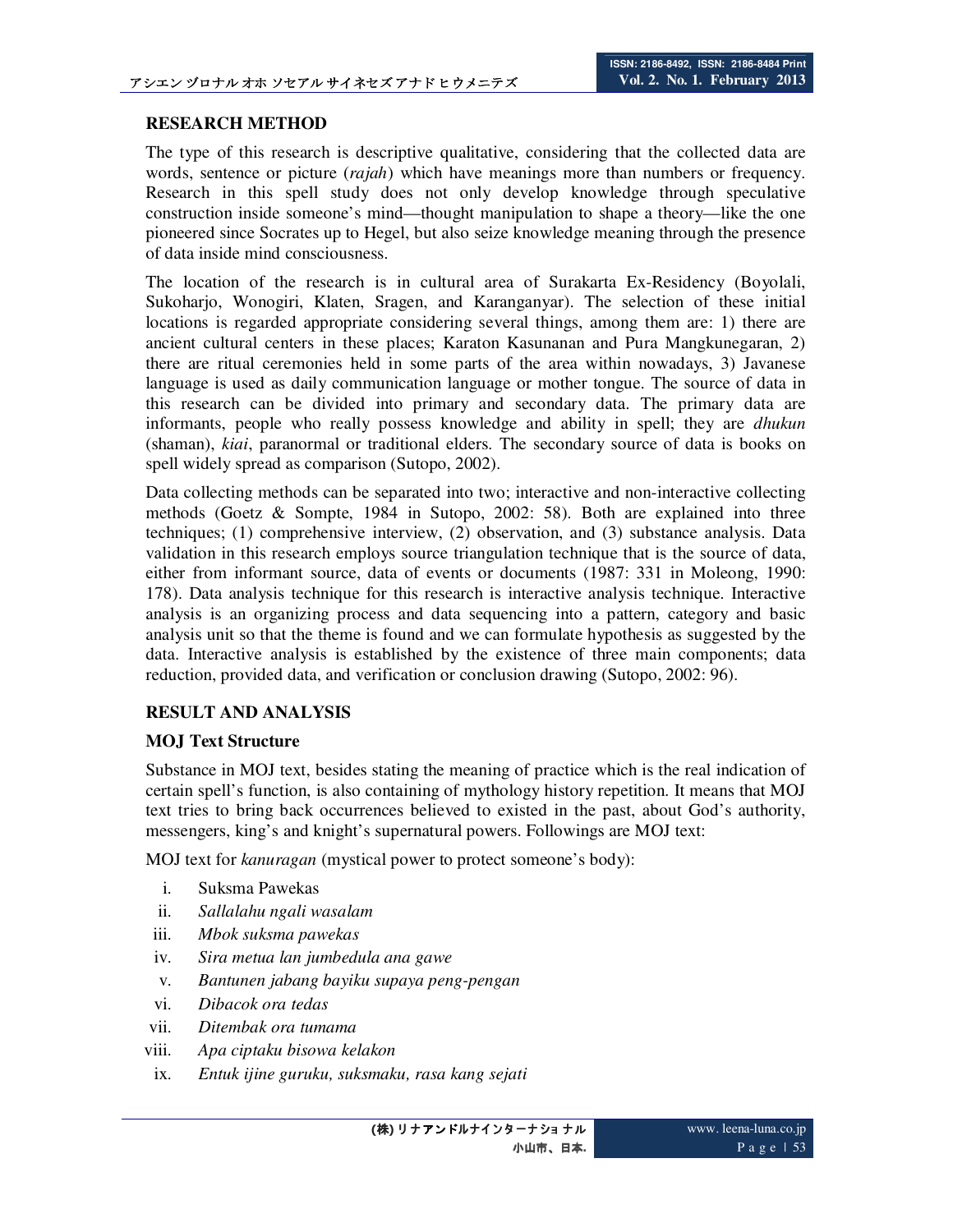## RESEARCH METHOD

The type of this research is descriptive qualitative, considering that the collected data are words, sentence or picture (*rajah*) which have meanings more than numbers or frequency. Research in this spell study does not only develop knowledge through speculative construction inside someone's mind—thought manipulation to shape a theory—like the one pioneered since Socrates up to Hegel, but also seize knowledge meaning through the presence of data inside mind consciousness.

The location of the research is in cultural area of Surakarta Ex-Residency (Boyolali, Sukoharjo, Wonogiri, Klaten, Sragen, and Karanganyar). The selection of these initial locations is regarded appropriate considering several things, among them are: 1) there are ancient cultural centers in these places; Karaton Kasunanan and Pura Mangkunegaran, 2) there are ritual ceremonies held in some parts of the area within nowadays, 3) Javanese language is used as daily communication language or mother tongue. The source of data in this research can be divided into primary and secondary data. The primary data are informants, people who really possess knowledge and ability in spell; they are *dhukun* (shaman), *kiai*, paranormal or traditional elders. The secondary source of data is books on spell widely spread as comparison (Sutopo, 2002).

Data collecting methods can be separated into two; interactive and non-interactive collecting methods (Goetz & Sompte, 1984 in Sutopo, 2002: 58). Both are explained into three techniques; (1) comprehensive interview, (2) observation, and (3) substance analysis. Data validation in this research employs source triangulation technique that is the source of data, either from informant source, data of events or documents (1987: 331 in Moleong, 1990: 178). Data analysis technique for this research is interactive analysis technique. Interactive analysis is an organizing process and data sequencing into a pattern, category and basic analysis unit so that the theme is found and we can formulate hypothesis as suggested by the data. Interactive analysis is established by the existence of three main components; data reduction, provided data, and verification or conclusion drawing (Sutopo, 2002: 96).

## RESULT AND ANALYSIS

### MOJ Text Structure

Substance in MOJ text, besides stating the meaning of practice which is the real indication of certain spell's function, is also containing of mythology history repetition. It means that MOJ text tries to bring back occurrences believed to existed in the past, about God's authority, messengers, king's and knight's supernatural powers. Followings are MOJ text:

MOJ text for *kanuragan* (mystical power to protect someone's body):

i. Suksma Pawekas
ii. *Sallalahu ngali wasalam*
iii. *Mbok suksma pawekas*
iv. *Sira metua lan jumbedula ana gawe*
v. *Bantunen jabang bayiku supaya peng-pengan*
vi. *Dibacok ora tedas*
vii. *Ditembak ora tumama*
viii. *Apa ciptaku bisowa kelakon*
ix. *Entuk ijine guruku, suksmaku, rasa kang sejati*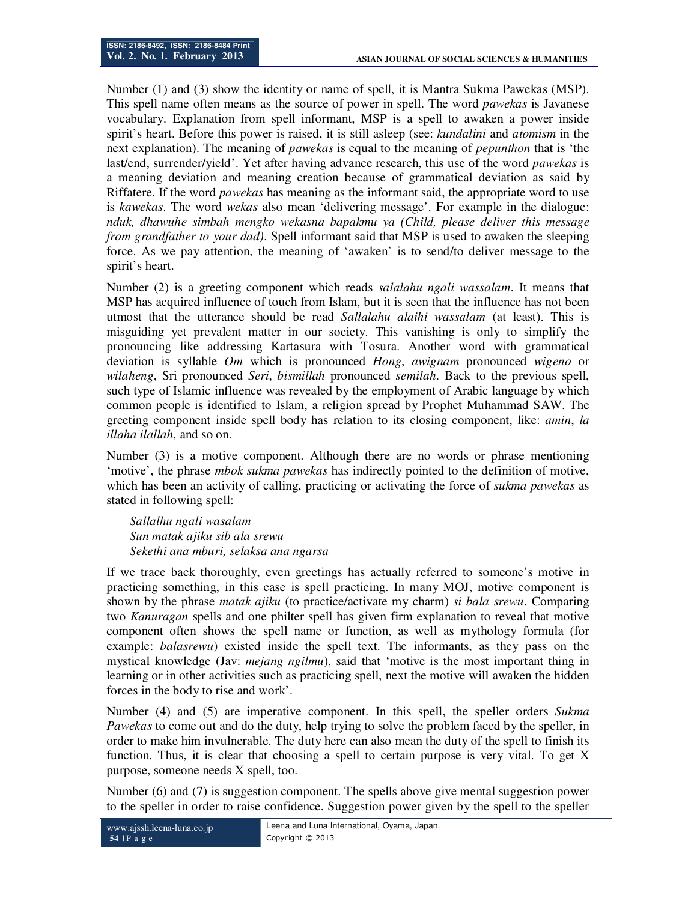Number (1) and (3) show the identity or name of spell, it is Mantra Sukma Pawekas (MSP). This spell name often means as the source of power in spell. The word *pawekas* is Javanese vocabulary. Explanation from spell informant, MSP is a spell to awaken a power inside spirit's heart. Before this power is raised, it is still asleep (see: *kundalini* and *atomism* in the next explanation). The meaning of *pawekas* is equal to the meaning of *pepunthon* that is 'the last/end, surrender/yield'. Yet after having advance research, this use of the word *pawekas* is a meaning deviation and meaning creation because of grammatical deviation as said by Riffatere. If the word *pawekas* has meaning as the informant said, the appropriate word to use is *kawekas*. The word *wekas* also mean 'delivering message'. For example in the dialogue: *nduk, dhawuhe simbah mengko <u>wekasna</u> bapakmu ya (Child, please deliver this message from grandfather to your dad)*. Spell informant said that MSP is used to awaken the sleeping force. As we pay attention, the meaning of 'awaken' is to send/to deliver message to the spirit's heart.

Number (2) is a greeting component which reads *salalahu ngali wassalam*. It means that MSP has acquired influence of touch from Islam, but it is seen that the influence has not been utmost that the utterance should be read *Sallalahu alaihi wassalam* (at least). This is misguiding yet prevalent matter in our society. This vanishing is only to simplify the pronouncing like addressing Kartasura with Tosura. Another word with grammatical deviation is syllable *Om* which is pronounced *Hong*, *awignam* pronounced *wigeno* or *wilaheng*, Sri pronounced *Seri*, *bismillah* pronounced *semilah*. Back to the previous spell, such type of Islamic influence was revealed by the employment of Arabic language by which common people is identified to Islam, a religion spread by Prophet Muhammad SAW. The greeting component inside spell body has relation to its closing component, like: *amin*, *la illaha ilallah*, and so on.

Number (3) is a motive component. Although there are no words or phrase mentioning 'motive', the phrase *mbok sukma pawekas* has indirectly pointed to the definition of motive, which has been an activity of calling, practicing or activating the force of *sukma pawekas* as stated in following spell:

> *Sallalhu ngali wasalam*
> *Sun matak ajiku sib ala srewu*
> *Sekethi ana mburi, selaksa ana ngarsa*

If we trace back thoroughly, even greetings has actually referred to someone's motive in practicing something, in this case is spell practicing. In many MOJ, motive component is shown by the phrase *matak ajiku* (to practice/activate my charm) *si bala srewu*. Comparing two *Kanuragan* spells and one philter spell has given firm explanation to reveal that motive component often shows the spell name or function, as well as mythology formula (for example: *balasrewu*) existed inside the spell text. The informants, as they pass on the mystical knowledge (Jav: *mejang ngilmu*), said that 'motive is the most important thing in learning or in other activities such as practicing spell, next the motive will awaken the hidden forces in the body to rise and work'.

Number (4) and (5) are imperative component. In this spell, the speller orders *Sukma Pawekas* to come out and do the duty, help trying to solve the problem faced by the speller, in order to make him invulnerable. The duty here can also mean the duty of the spell to finish its function. Thus, it is clear that choosing a spell to certain purpose is very vital. To get X purpose, someone needs X spell, too.

Number (6) and (7) is suggestion component. The spells above give mental suggestion power to the speller in order to raise confidence. Suggestion power given by the spell to the speller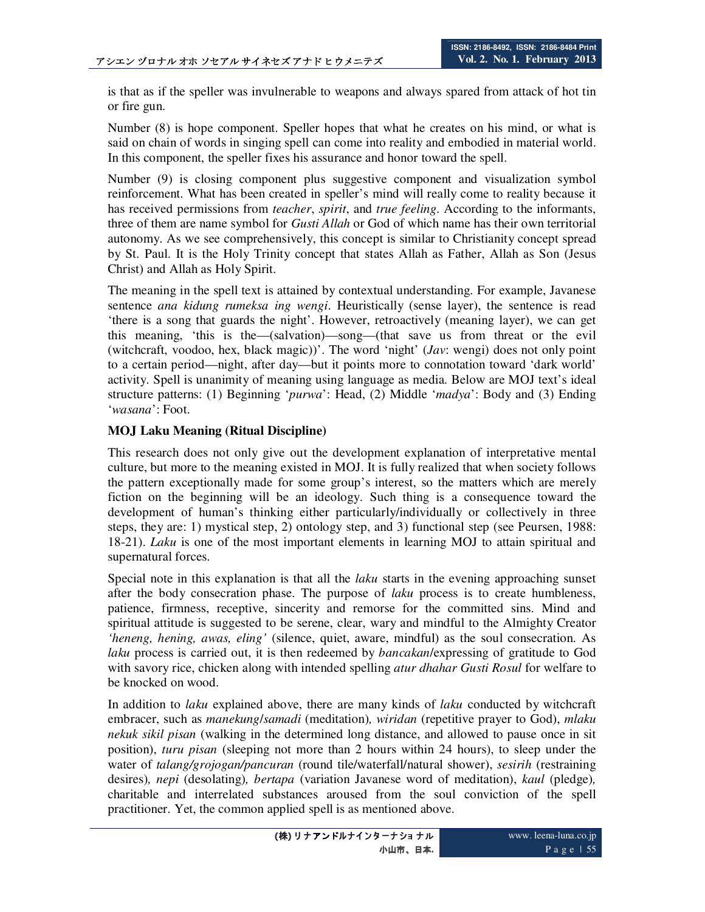is that as if the speller was invulnerable to weapons and always spared from attack of hot tin or fire gun.

Number (8) is hope component. Speller hopes that what he creates on his mind, or what is said on chain of words in singing spell can come into reality and embodied in material world. In this component, the speller fixes his assurance and honor toward the spell.

Number (9) is closing component plus suggestive component and visualization symbol reinforcement. What has been created in speller's mind will really come to reality because it has received permissions from *teacher*, *spirit*, and *true feeling*. According to the informants, three of them are name symbol for *Gusti Allah* or God of which name has their own territorial autonomy. As we see comprehensively, this concept is similar to Christianity concept spread by St. Paul. It is the Holy Trinity concept that states Allah as Father, Allah as Son (Jesus Christ) and Allah as Holy Spirit.

The meaning in the spell text is attained by contextual understanding. For example, Javanese sentence *ana kidung rumeksa ing wengi*. Heuristically (sense layer), the sentence is read 'there is a song that guards the night'. However, retroactively (meaning layer), we can get this meaning, 'this is the—(salvation)—song—(that save us from threat or the evil (witchcraft, voodoo, hex, black magic))'. The word 'night' (*Jav*: wengi) does not only point to a certain period—night, after day—but it points more to connotation toward 'dark world' activity. Spell is unanimity of meaning using language as media. Below are MOJ text's ideal structure patterns: (1) Beginning '*purwa*': Head, (2) Middle '*madya*': Body and (3) Ending '*wasana*': Foot.

**MOJ Laku Meaning (Ritual Discipline)**

This research does not only give out the development explanation of interpretative mental culture, but more to the meaning existed in MOJ. It is fully realized that when society follows the pattern exceptionally made for some group's interest, so the matters which are merely fiction on the beginning will be an ideology. Such thing is a consequence toward the development of human's thinking either particularly/individually or collectively in three steps, they are: 1) mystical step, 2) ontology step, and 3) functional step (see Peursen, 1988: 18-21). *Laku* is one of the most important elements in learning MOJ to attain spiritual and supernatural forces.

Special note in this explanation is that all the *laku* starts in the evening approaching sunset after the body consecration phase. The purpose of *laku* process is to create humbleness, patience, firmness, receptive, sincerity and remorse for the committed sins. Mind and spiritual attitude is suggested to be serene, clear, wary and mindful to the Almighty Creator *'heneng, hening, awas, eling'* (silence, quiet, aware, mindful) as the soul consecration. As *laku* process is carried out, it is then redeemed by *bancakan*/expressing of gratitude to God with savory rice, chicken along with intended spelling *atur dhahar Gusti Rosul* for welfare to be knocked on wood.

In addition to *laku* explained above, there are many kinds of *laku* conducted by witchcraft embracer, such as *manekung*/*samadi* (meditation)*, wiridan* (repetitive prayer to God), *mlaku nekuk sikil pisan* (walking in the determined long distance, and allowed to pause once in sit position), *turu pisan* (sleeping not more than 2 hours within 24 hours), to sleep under the water of *talang/grojogan/pancuran* (round tile/waterfall/natural shower), *sesirih* (restraining desires)*, nepi* (desolating)*, bertapa* (variation Javanese word of meditation), *kaul* (pledge)*,* charitable and interrelated substances aroused from the soul conviction of the spell practitioner. Yet, the common applied spell is as mentioned above.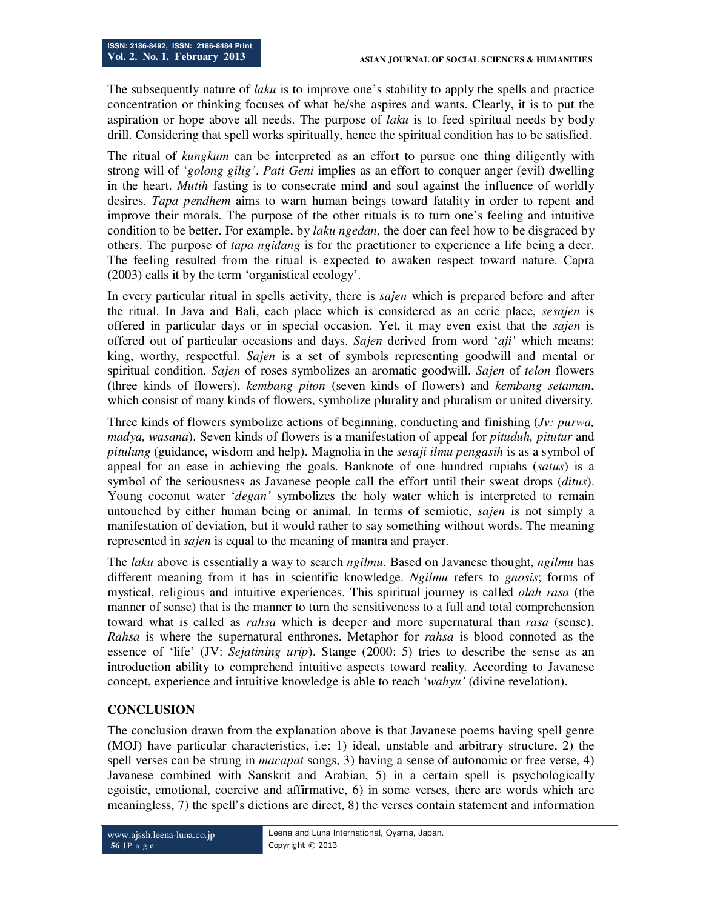The subsequently nature of *laku* is to improve one's stability to apply the spells and practice concentration or thinking focuses of what he/she aspires and wants. Clearly, it is to put the aspiration or hope above all needs. The purpose of *laku* is to feed spiritual needs by body drill. Considering that spell works spiritually, hence the spiritual condition has to be satisfied.

The ritual of *kungkum* can be interpreted as an effort to pursue one thing diligently with strong will of '*golong gilig'*. *Pati Geni* implies as an effort to conquer anger (evil) dwelling in the heart. *Mutih* fasting is to consecrate mind and soul against the influence of worldly desires. *Tapa pendhem* aims to warn human beings toward fatality in order to repent and improve their morals. The purpose of the other rituals is to turn one's feeling and intuitive condition to be better. For example, by *laku ngedan,* the doer can feel how to be disgraced by others. The purpose of *tapa ngidang* is for the practitioner to experience a life being a deer. The feeling resulted from the ritual is expected to awaken respect toward nature. Capra (2003) calls it by the term 'organistical ecology'.

In every particular ritual in spells activity, there is *sajen* which is prepared before and after the ritual. In Java and Bali, each place which is considered as an eerie place, *sesajen* is offered in particular days or in special occasion. Yet, it may even exist that the *sajen* is offered out of particular occasions and days. *Sajen* derived from word '*aji'* which means: king, worthy, respectful. *Sajen* is a set of symbols representing goodwill and mental or spiritual condition. *Sajen* of roses symbolizes an aromatic goodwill. *Sajen* of *telon* flowers (three kinds of flowers), *kembang piton* (seven kinds of flowers) and *kembang setaman*, which consist of many kinds of flowers, symbolize plurality and pluralism or united diversity.

Three kinds of flowers symbolize actions of beginning, conducting and finishing (*Jv: purwa, madya, wasana*). Seven kinds of flowers is a manifestation of appeal for *pituduh, pitutur* and *pitulung* (guidance, wisdom and help). Magnolia in the *sesaji ilmu pengasih* is as a symbol of appeal for an ease in achieving the goals. Banknote of one hundred rupiahs (*satus*) is a symbol of the seriousness as Javanese people call the effort until their sweat drops (*ditus*). Young coconut water '*degan'* symbolizes the holy water which is interpreted to remain untouched by either human being or animal. In terms of semiotic, *sajen* is not simply a manifestation of deviation, but it would rather to say something without words. The meaning represented in *sajen* is equal to the meaning of mantra and prayer.

The *laku* above is essentially a way to search *ngilmu.* Based on Javanese thought, *ngilmu* has different meaning from it has in scientific knowledge. *Ngilmu* refers to *gnosis*; forms of mystical, religious and intuitive experiences. This spiritual journey is called *olah rasa* (the manner of sense) that is the manner to turn the sensitiveness to a full and total comprehension toward what is called as *rahsa* which is deeper and more supernatural than *rasa* (sense). *Rahsa* is where the supernatural enthrones. Metaphor for *rahsa* is blood connoted as the essence of 'life' (JV: *Sejatining urip*). Stange (2000: 5) tries to describe the sense as an introduction ability to comprehend intuitive aspects toward reality. According to Javanese concept, experience and intuitive knowledge is able to reach '*wahyu'* (divine revelation).

## CONCLUSION

The conclusion drawn from the explanation above is that Javanese poems having spell genre (MOJ) have particular characteristics, i.e: 1) ideal, unstable and arbitrary structure, 2) the spell verses can be strung in *macapat* songs, 3) having a sense of autonomic or free verse, 4) Javanese combined with Sanskrit and Arabian, 5) in a certain spell is psychologically egoistic, emotional, coercive and affirmative, 6) in some verses, there are words which are meaningless, 7) the spell's dictions are direct, 8) the verses contain statement and information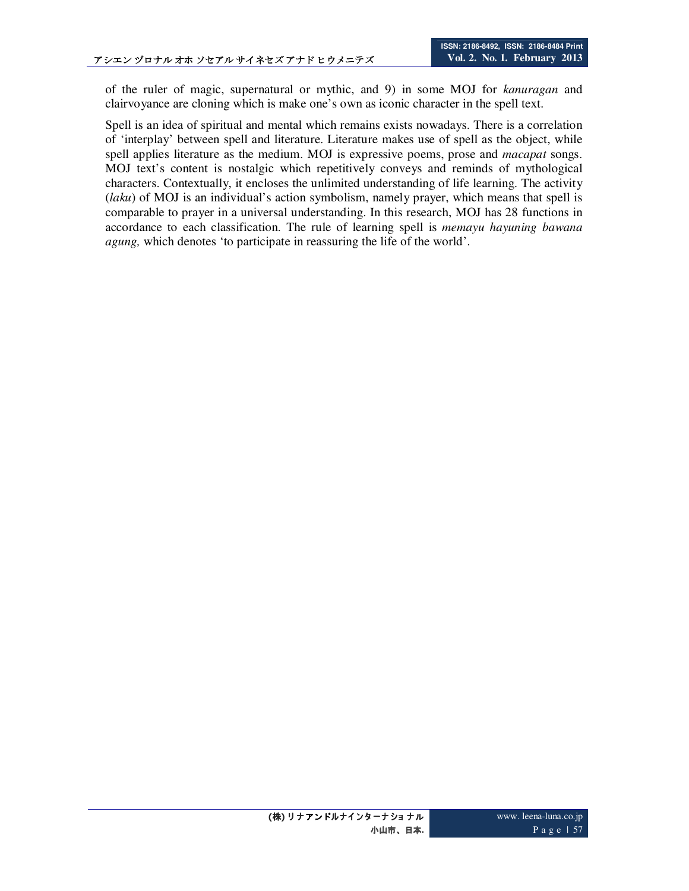of the ruler of magic, supernatural or mythic, and 9) in some MOJ for *kanuragan* and clairvoyance are cloning which is make one's own as iconic character in the spell text.

Spell is an idea of spiritual and mental which remains exists nowadays. There is a correlation of 'interplay' between spell and literature. Literature makes use of spell as the object, while spell applies literature as the medium. MOJ is expressive poems, prose and *macapat* songs. MOJ text's content is nostalgic which repetitively conveys and reminds of mythological characters. Contextually, it encloses the unlimited understanding of life learning. The activity (*laku*) of MOJ is an individual's action symbolism, namely prayer, which means that spell is comparable to prayer in a universal understanding. In this research, MOJ has 28 functions in accordance to each classification. The rule of learning spell is *memayu hayuning bawana agung,* which denotes 'to participate in reassuring the life of the world'.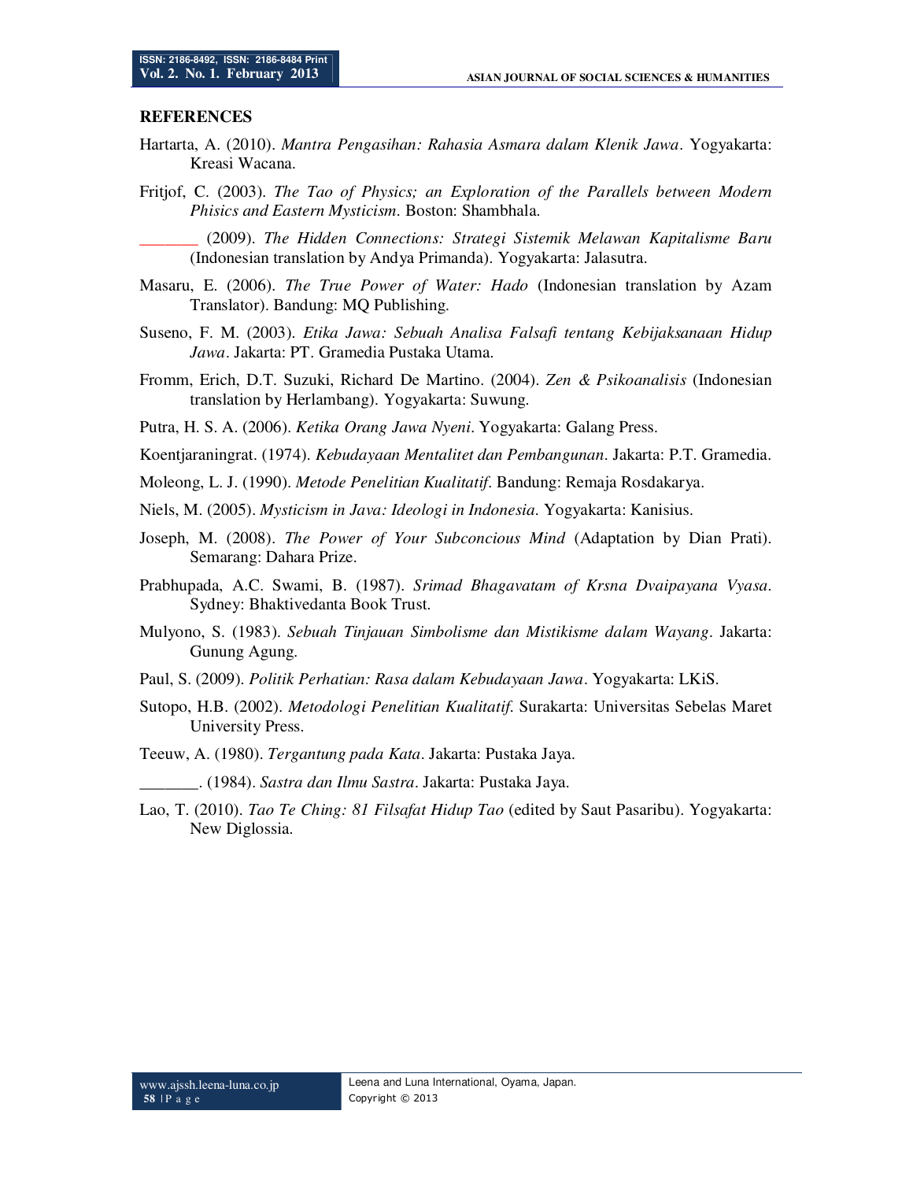## REFERENCES

Hartarta, A. (2010). *Mantra Pengasihan: Rahasia Asmara dalam Klenik Jawa*. Yogyakarta: Kreasi Wacana.

Fritjof, C. (2003). *The Tao of Physics; an Exploration of the Parallels between Modern Phisics and Eastern Mysticism*. Boston: Shambhala.

_______ (2009). *The Hidden Connections: Strategi Sistemik Melawan Kapitalisme Baru* (Indonesian translation by Andya Primanda). Yogyakarta: Jalasutra.

Masaru, E. (2006). *The True Power of Water: Hado* (Indonesian translation by Azam Translator). Bandung: MQ Publishing.

Suseno, F. M. (2003). *Etika Jawa: Sebuah Analisa Falsafi tentang Kebijaksanaan Hidup Jawa*. Jakarta: PT. Gramedia Pustaka Utama.

Fromm, Erich, D.T. Suzuki, Richard De Martino. (2004). *Zen & Psikoanalisis* (Indonesian translation by Herlambang). Yogyakarta: Suwung.

Putra, H. S. A. (2006). *Ketika Orang Jawa Nyeni*. Yogyakarta: Galang Press.

Koentjaraningrat. (1974). *Kebudayaan Mentalitet dan Pembangunan*. Jakarta: P.T. Gramedia.

Moleong, L. J. (1990). *Metode Penelitian Kualitatif*. Bandung: Remaja Rosdakarya.

Niels, M. (2005). *Mysticism in Java: Ideologi in Indonesia*. Yogyakarta: Kanisius.

Joseph, M. (2008). *The Power of Your Subconcious Mind* (Adaptation by Dian Prati). Semarang: Dahara Prize.

Prabhupada, A.C. Swami, B. (1987). *Srimad Bhagavatam of Krsna Dvaipayana Vyasa*. Sydney: Bhaktivedanta Book Trust.

Mulyono, S. (1983). *Sebuah Tinjauan Simbolisme dan Mistikisme dalam Wayang*. Jakarta: Gunung Agung.

Paul, S. (2009). *Politik Perhatian: Rasa dalam Kebudayaan Jawa*. Yogyakarta: LKiS.

Sutopo, H.B. (2002). *Metodologi Penelitian Kualitatif*. Surakarta: Universitas Sebelas Maret University Press.

Teeuw, A. (1980). *Tergantung pada Kata*. Jakarta: Pustaka Jaya.

_______. (1984). *Sastra dan Ilmu Sastra*. Jakarta: Pustaka Jaya.

Lao, T. (2010). *Tao Te Ching: 81 Filsafat Hidup Tao* (edited by Saut Pasaribu). Yogyakarta: New Diglossia.